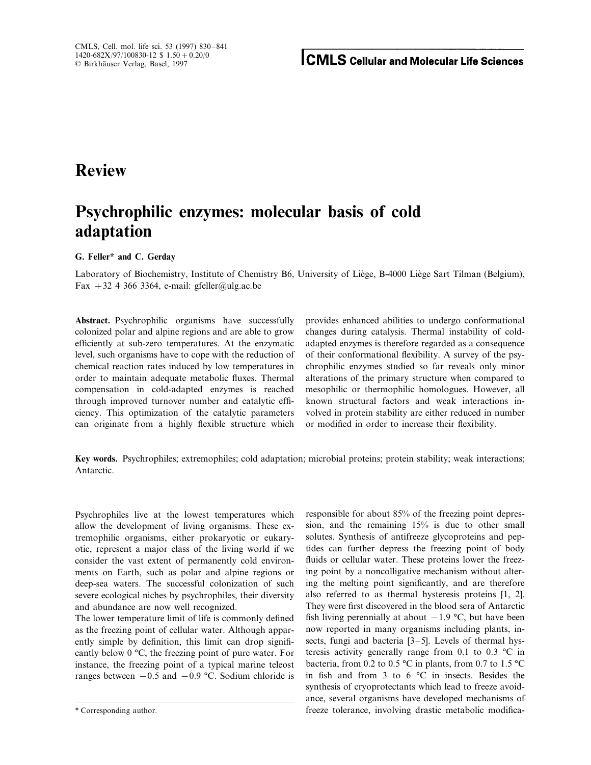Review

# Psychrophilic enzymes: molecular basis of cold adaptation

**G. Feller\* and C. Gerday**

Laboratory of Biochemistry, Institute of Chemistry B6, University of Liège, B-4000 Liège Sart Tilman (Belgium), Fax +32 4 366 3364, e-mail: gfeller@ulg.ac.be

**Abstract.** Psychrophilic organisms have successfully colonized polar and alpine regions and are able to grow efficiently at sub-zero temperatures. At the enzymatic level, such organisms have to cope with the reduction of chemical reaction rates induced by low temperatures in order to maintain adequate metabolic fluxes. Thermal compensation in cold-adapted enzymes is reached through improved turnover number and catalytic efficiency. This optimization of the catalytic parameters can originate from a highly flexible structure which provides enhanced abilities to undergo conformational changes during catalysis. Thermal instability of cold-adapted enzymes is therefore regarded as a consequence of their conformational flexibility. A survey of the psychrophilic enzymes studied so far reveals only minor alterations of the primary structure when compared to mesophilic or thermophilic homologues. However, all known structural factors and weak interactions involved in protein stability are either reduced in number or modified in order to increase their flexibility.

**Key words.** Psychrophiles; extremophiles; cold adaptation; microbial proteins; protein stability; weak interactions; Antarctic.

Psychrophiles live at the lowest temperatures which allow the development of living organisms. These extremophilic organisms, either prokaryotic or eukaryotic, represent a major class of the living world if we consider the vast extent of permanently cold environments on Earth, such as polar and alpine regions or deep-sea waters. The successful colonization of such severe ecological niches by psychrophiles, their diversity and abundance are now well recognized.

The lower temperature limit of life is commonly defined as the freezing point of cellular water. Although apparently simple by definition, this limit can drop significantly below 0 °C, the freezing point of pure water. For instance, the freezing point of a typical marine teleost ranges between −0.5 and −0.9 °C. Sodium chloride is responsible for about 85% of the freezing point depression, and the remaining 15% is due to other small solutes. Synthesis of antifreeze glycoproteins and peptides can further depress the freezing point of body fluids or cellular water. These proteins lower the freezing point by a noncolligative mechanism without altering the melting point significantly, and are therefore also referred to as thermal hysteresis proteins [1, 2]. They were first discovered in the blood sera of Antarctic fish living perennially at about −1.9 °C, but have been now reported in many organisms including plants, insects, fungi and bacteria [3–5]. Levels of thermal hysteresis activity generally range from 0.1 to 0.3 °C in bacteria, from 0.2 to 0.5 °C in plants, from 0.7 to 1.5 °C in fish and from 3 to 6 °C in insects. Besides the synthesis of cryoprotectants which lead to freeze avoidance, several organisms have developed mechanisms of freeze tolerance, involving drastic metabolic modifica-

\* Corresponding author.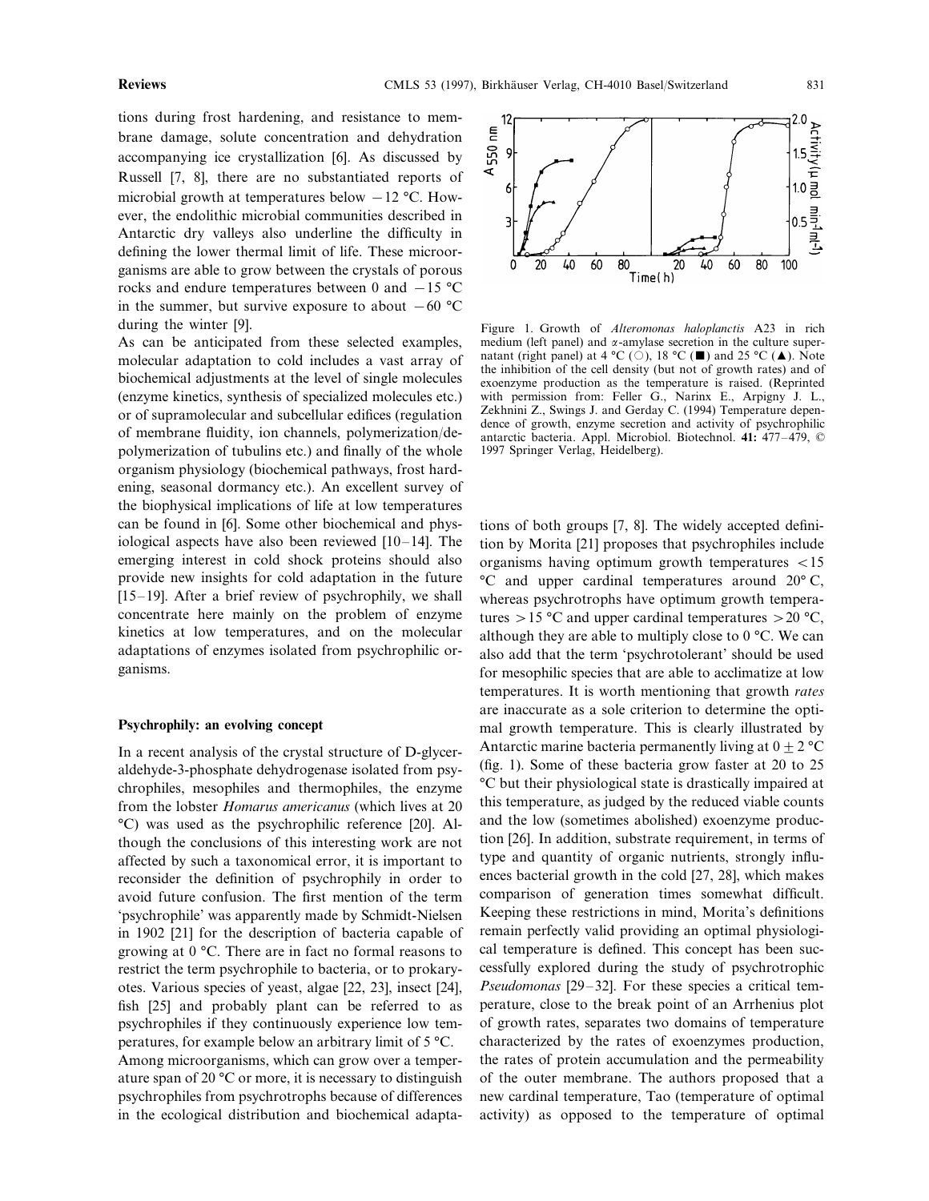tions during frost hardening, and resistance to membrane damage, solute concentration and dehydration accompanying ice crystallization [6]. As discussed by Russell [7, 8], there are no substantiated reports of microbial growth at temperatures below −12 °C. However, the endolithic microbial communities described in Antarctic dry valleys also underline the difficulty in defining the lower thermal limit of life. These microorganisms are able to grow between the crystals of porous rocks and endure temperatures between 0 and −15 °C in the summer, but survive exposure to about −60 °C during the winter [9].

As can be anticipated from these selected examples, molecular adaptation to cold includes a vast array of biochemical adjustments at the level of single molecules (enzyme kinetics, synthesis of specialized molecules etc.) or of supramolecular and subcellular edifices (regulation of membrane fluidity, ion channels, polymerization/depolymerization of tubulins etc.) and finally of the whole organism physiology (biochemical pathways, frost hardening, seasonal dormancy etc.). An excellent survey of the biophysical implications of life at low temperatures can be found in [6]. Some other biochemical and physiological aspects have also been reviewed [10–14]. The emerging interest in cold shock proteins should also provide new insights for cold adaptation in the future [15–19]. After a brief review of psychrophily, we shall concentrate here mainly on the problem of enzyme kinetics at low temperatures, and on the molecular adaptations of enzymes isolated from psychrophilic organisms.

## Psychrophily: an evolving concept

In a recent analysis of the crystal structure of D-glyceraldehyde-3-phosphate dehydrogenase isolated from psychrophiles, mesophiles and thermophiles, the enzyme from the lobster *Homarus americanus* (which lives at 20 °C) was used as the psychrophilic reference [20]. Although the conclusions of this interesting work are not affected by such a taxonomical error, it is important to reconsider the definition of psychrophily in order to avoid future confusion. The first mention of the term 'psychrophile' was apparently made by Schmidt-Nielsen in 1902 [21] for the description of bacteria capable of growing at 0 °C. There are in fact no formal reasons to restrict the term psychrophile to bacteria, or to prokaryotes. Various species of yeast, algae [22, 23], insect [24], fish [25] and probably plant can be referred to as psychrophiles if they continuously experience low temperatures, for example below an arbitrary limit of 5 °C.

Among microorganisms, which can grow over a temperature span of 20 °C or more, it is necessary to distinguish psychrophiles from psychrotrophs because of differences in the ecological distribution and biochemical adaptations of both groups [7, 8]. The widely accepted definition by Morita [21] proposes that psychrophiles include organisms having optimum growth temperatures <15 °C and upper cardinal temperatures around 20° C, whereas psychrotrophs have optimum growth temperatures >15 °C and upper cardinal temperatures >20 °C, although they are able to multiply close to 0 °C. We can also add that the term 'psychrotolerant' should be used for mesophilic species that are able to acclimatize at low temperatures. It is worth mentioning that growth *rates* are inaccurate as a sole criterion to determine the optimal growth temperature. This is clearly illustrated by Antarctic marine bacteria permanently living at 0 ± 2 °C (fig. 1). Some of these bacteria grow faster at 20 to 25 °C but their physiological state is drastically impaired at this temperature, as judged by the reduced viable counts and the low (sometimes abolished) exoenzyme production [26]. In addition, substrate requirement, in terms of type and quantity of organic nutrients, strongly influences bacterial growth in the cold [27, 28], which makes comparison of generation times somewhat difficult. Keeping these restrictions in mind, Morita's definitions remain perfectly valid providing an optimal physiological temperature is defined. This concept has been successfully explored during the study of psychrotrophic *Pseudomonas* [29–32]. For these species a critical temperature, close to the break point of an Arrhenius plot of growth rates, separates two domains of temperature characterized by the rates of exoenzymes production, the rates of protein accumulation and the permeability of the outer membrane. The authors proposed that a new cardinal temperature, Tao (temperature of optimal activity) as opposed to the temperature of optimal

Figure 1. Growth of *Alteromonas haloplanctis* A23 in rich medium (left panel) and α-amylase secretion in the culture supernatant (right panel) at 4 °C (○), 18 °C (■) and 25 °C (▲). Note the inhibition of the cell density (but not of growth rates) and of exoenzyme production as the temperature is raised. (Reprinted with permission from: Feller G., Narinx E., Arpigny J. L., Zekhnini Z., Swings J. and Gerday C. (1994) Temperature dependence of growth, enzyme secretion and activity of psychrophilic antarctic bacteria. Appl. Microbiol. Biotechnol. **41:** 477–479, © 1997 Springer Verlag, Heidelberg).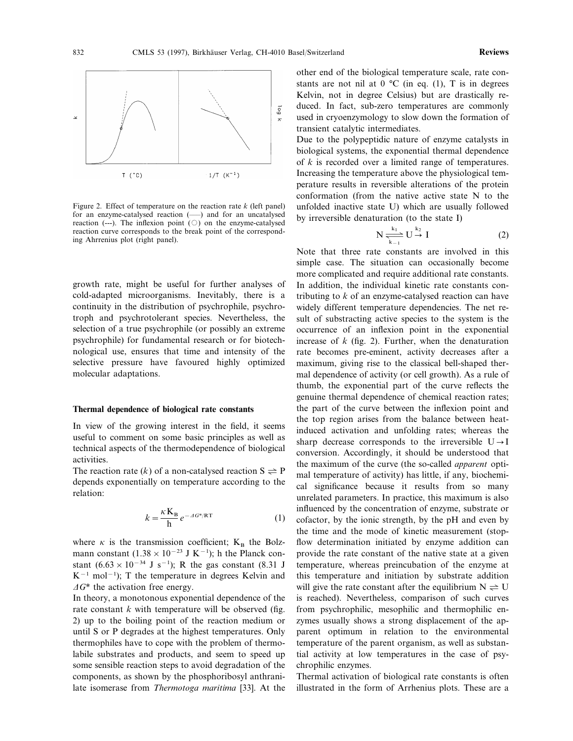Figure 2. Effect of temperature on the reaction rate $k$ (left panel) for an enzyme-catalysed reaction (——) and for an uncatalysed reaction (---). The inflexion point (○) on the enzyme-catalysed reaction curve corresponds to the break point of the corresponding Ahrrenius plot (right panel).

growth rate, might be useful for further analyses of cold-adapted microorganisms. Inevitably, there is a continuity in the distribution of psychrophile, psychrotroph and psychrotolerant species. Nevertheless, the selection of a true psychrophile (or possibly an extreme psychrophile) for fundamental research or for biotechnological use, ensures that time and intensity of the selective pressure have favoured highly optimized molecular adaptations.

## Thermal dependence of biological rate constants

In view of the growing interest in the field, it seems useful to comment on some basic principles as well as technical aspects of the thermodependence of biological activities.

The reaction rate ($k$) of a non-catalysed reaction $S \rightleftharpoons P$ depends exponentially on temperature according to the relation:

$$k = \frac{\kappa K_B}{h} e^{-\Delta G^*/RT} \tag{1}$$

where $\kappa$ is the transmission coefficient; $K_B$ the Bolzmann constant ($1.38 \times 10^{-23}$ J $K^{-1}$); h the Planck constant ($6.63 \times 10^{-34}$ J $s^{-1}$); R the gas constant (8.31 J $K^{-1}$ $mol^{-1}$); T the temperature in degrees Kelvin and $\Delta G^*$ the activation free energy.

In theory, a monotonous exponential dependence of the rate constant $k$ with temperature will be observed (fig. 2) up to the boiling point of the reaction medium or until S or P degrades at the highest temperatures. Only thermophiles have to cope with the problem of thermolabile substrates and products, and seem to speed up some sensible reaction steps to avoid degradation of the components, as shown by the phosphoribosyl anthranilate isomerase from *Thermotoga maritima* [33]. At the other end of the biological temperature scale, rate constants are not nil at 0 °C (in eq. (1), T is in degrees Kelvin, not in degree Celsius) but are drastically reduced. In fact, sub-zero temperatures are commonly used in cryoenzymology to slow down the formation of transient catalytic intermediates.

Due to the polypeptidic nature of enzyme catalysts in biological systems, the exponential thermal dependence of $k$ is recorded over a limited range of temperatures. Increasing the temperature above the physiological temperature results in reversible alterations of the protein conformation (from the native active state N to the unfolded inactive state U) which are usually followed by irreversible denaturation (to the state I)

$$N \underset{k_{-1}}{\overset{k_1}{\rightleftharpoons}} U \overset{k_2}{\rightarrow} I \tag{2}$$

Note that three rate constants are involved in this simple case. The situation can occasionally become more complicated and require additional rate constants. In addition, the individual kinetic rate constants contributing to $k$ of an enzyme-catalysed reaction can have widely different temperature dependencies. The net result of substracting active species to the system is the occurrence of an inflexion point in the exponential increase of $k$ (fig. 2). Further, when the denaturation rate becomes pre-eminent, activity decreases after a maximum, giving rise to the classical bell-shaped thermal dependence of activity (or cell growth). As a rule of thumb, the exponential part of the curve reflects the genuine thermal dependence of chemical reaction rates; the part of the curve between the inflexion point and the top region arises from the balance between heat-induced activation and unfolding rates; whereas the sharp decrease corresponds to the irreversible $U \rightarrow I$ conversion. Accordingly, it should be understood that the maximum of the curve (the so-called *apparent* optimal temperature of activity) has little, if any, biochemical significance because it results from so many unrelated parameters. In practice, this maximum is also influenced by the concentration of enzyme, substrate or cofactor, by the ionic strength, by the pH and even by the time and the mode of kinetic measurement (stop-flow determination initiated by enzyme addition can provide the rate constant of the native state at a given temperature, whereas preincubation of the enzyme at this temperature and initiation by substrate addition will give the rate constant after the equilibrium $N \rightleftharpoons U$ is reached). Nevertheless, comparison of such curves from psychrophilic, mesophilic and thermophilic enzymes usually shows a strong displacement of the apparent optimum in relation to the environmental temperature of the parent organism, as well as substantial activity at low temperatures in the case of psychrophilic enzymes.

Thermal activation of biological rate constants is often illustrated in the form of Arrhenius plots. These are a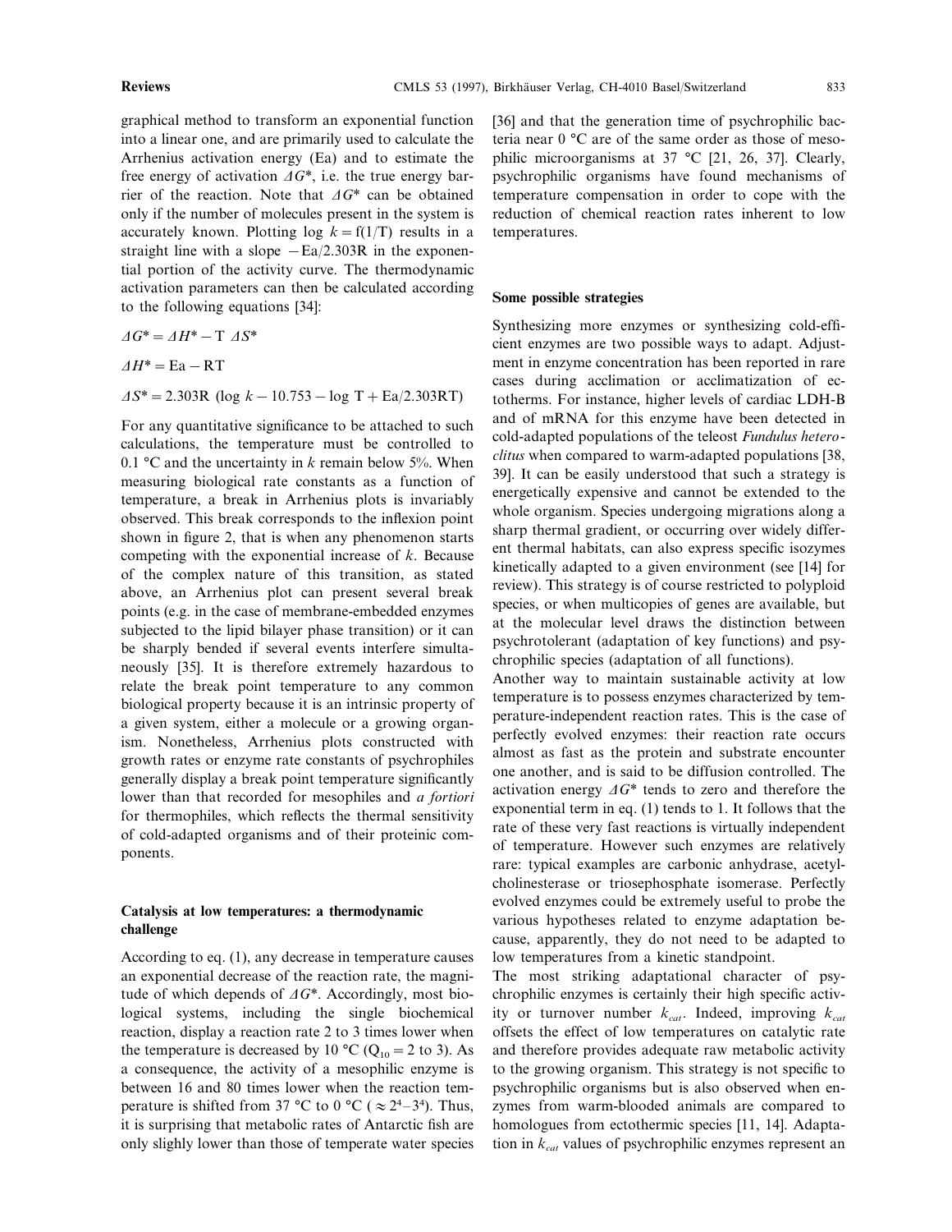graphical method to transform an exponential function into a linear one, and are primarily used to calculate the Arrhenius activation energy (Ea) and to estimate the free energy of activation $\Delta G^*$, i.e. the true energy barrier of the reaction. Note that $\Delta G^*$ can be obtained only if the number of molecules present in the system is accurately known. Plotting $\log k = f(1/T)$ results in a straight line with a slope $-Ea/2.303R$ in the exponential portion of the activity curve. The thermodynamic activation parameters can then be calculated according to the following equations [34]:

$$\Delta G^* = \Delta H^* - T\ \Delta S^*$$

$$\Delta H^* = Ea - RT$$

$$\Delta S^* = 2.303R\ (\log k - 10.753 - \log T + Ea/2.303RT)$$

For any quantitative significance to be attached to such calculations, the temperature must be controlled to 0.1 °C and the uncertainty in $k$ remain below 5%. When measuring biological rate constants as a function of temperature, a break in Arrhenius plots is invariably observed. This break corresponds to the inflexion point shown in figure 2, that is when any phenomenon starts competing with the exponential increase of $k$. Because of the complex nature of this transition, as stated above, an Arrhenius plot can present several break points (e.g. in the case of membrane-embedded enzymes subjected to the lipid bilayer phase transition) or it can be sharply bended if several events interfere simultaneously [35]. It is therefore extremely hazardous to relate the break point temperature to any common biological property because it is an intrinsic property of a given system, either a molecule or a growing organism. Nonetheless, Arrhenius plots constructed with growth rates or enzyme rate constants of psychrophiles generally display a break point temperature significantly lower than that recorded for mesophiles and *a fortiori* for thermophiles, which reflects the thermal sensitivity of cold-adapted organisms and of their proteinic components.

## Catalysis at low temperatures: a thermodynamic challenge

According to eq. (1), any decrease in temperature causes an exponential decrease of the reaction rate, the magnitude of which depends of $\Delta G^*$. Accordingly, most biological systems, including the single biochemical reaction, display a reaction rate 2 to 3 times lower when the temperature is decreased by 10 °C ($Q_{10} = 2$ to 3). As a consequence, the activity of a mesophilic enzyme is between 16 and 80 times lower when the reaction temperature is shifted from 37 °C to 0 °C ($\approx 2^4$–$3^4$). Thus, it is surprising that metabolic rates of Antarctic fish are only slighly lower than those of temperate water species [36] and that the generation time of psychrophilic bacteria near 0 °C are of the same order as those of mesophilic microorganisms at 37 °C [21, 26, 37]. Clearly, psychrophilic organisms have found mechanisms of temperature compensation in order to cope with the reduction of chemical reaction rates inherent to low temperatures.

## Some possible strategies

Synthesizing more enzymes or synthesizing cold-efficient enzymes are two possible ways to adapt. Adjustment in enzyme concentration has been reported in rare cases during acclimation or acclimatization of ectotherms. For instance, higher levels of cardiac LDH-B and of mRNA for this enzyme have been detected in cold-adapted populations of the teleost *Fundulus heteroclitus* when compared to warm-adapted populations [38, 39]. It can be easily understood that such a strategy is energetically expensive and cannot be extended to the whole organism. Species undergoing migrations along a sharp thermal gradient, or occurring over widely different thermal habitats, can also express specific isozymes kinetically adapted to a given environment (see [14] for review). This strategy is of course restricted to polyploid species, or when multicopies of genes are available, but at the molecular level draws the distinction between psychrotolerant (adaptation of key functions) and psychrophilic species (adaptation of all functions).

Another way to maintain sustainable activity at low temperature is to possess enzymes characterized by temperature-independent reaction rates. This is the case of perfectly evolved enzymes: their reaction rate occurs almost as fast as the protein and substrate encounter one another, and is said to be diffusion controlled. The activation energy $\Delta G^*$ tends to zero and therefore the exponential term in eq. (1) tends to 1. It follows that the rate of these very fast reactions is virtually independent of temperature. However such enzymes are relatively rare: typical examples are carbonic anhydrase, acetylcholinesterase or triosephosphate isomerase. Perfectly evolved enzymes could be extremely useful to probe the various hypotheses related to enzyme adaptation because, apparently, they do not need to be adapted to low temperatures from a kinetic standpoint.

The most striking adaptational character of psychrophilic enzymes is certainly their high specific activity or turnover number $k_{cat}$. Indeed, improving $k_{cat}$ offsets the effect of low temperatures on catalytic rate and therefore provides adequate raw metabolic activity to the growing organism. This strategy is not specific to psychrophilic organisms but is also observed when enzymes from warm-blooded animals are compared to homologues from ectothermic species [11, 14]. Adaptation in $k_{cat}$ values of psychrophilic enzymes represent an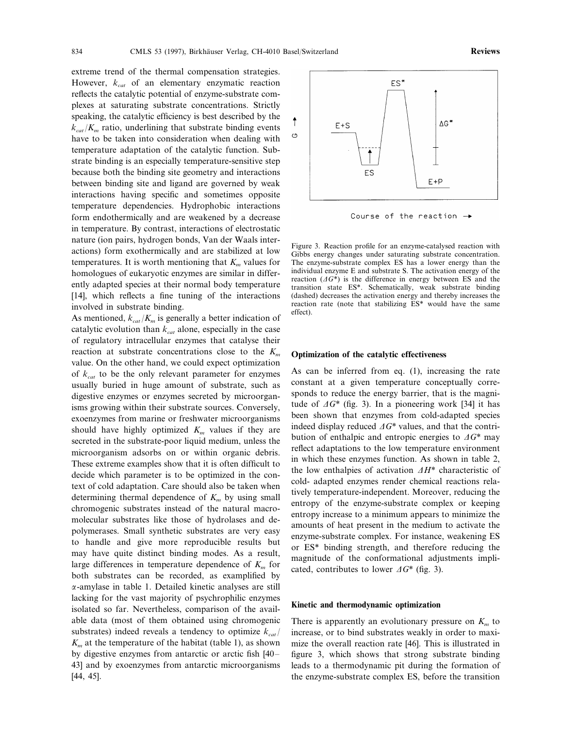extreme trend of the thermal compensation strategies. However, $k_{cat}$ of an elementary enzymatic reaction reflects the catalytic potential of enzyme-substrate complexes at saturating substrate concentrations. Strictly speaking, the catalytic efficiency is best described by the $k_{cat}/K_m$ ratio, underlining that substrate binding events have to be taken into consideration when dealing with temperature adaptation of the catalytic function. Substrate binding is an especially temperature-sensitive step because both the binding site geometry and interactions between binding site and ligand are governed by weak interactions having specific and sometimes opposite temperature dependencies. Hydrophobic interactions form endothermically and are weakened by a decrease in temperature. By contrast, interactions of electrostatic nature (ion pairs, hydrogen bonds, Van der Waals interactions) form exothermically and are stabilized at low temperatures. It is worth mentioning that $K_m$ values for homologues of eukaryotic enzymes are similar in differently adapted species at their normal body temperature [14], which reflects a fine tuning of the interactions involved in substrate binding.

As mentioned, $k_{cat}/K_m$ is generally a better indication of catalytic evolution than $k_{cat}$ alone, especially in the case of regulatory intracellular enzymes that catalyse their reaction at substrate concentrations close to the $K_m$ value. On the other hand, we could expect optimization of $k_{cat}$ to be the only relevant parameter for enzymes usually buried in huge amount of substrate, such as digestive enzymes or enzymes secreted by microorganisms growing within their substrate sources. Conversely, exoenzymes from marine or freshwater microorganisms should have highly optimized $K_m$ values if they are secreted in the substrate-poor liquid medium, unless the microorganism adsorbs on or within organic debris. These extreme examples show that it is often difficult to decide which parameter is to be optimized in the context of cold adaptation. Care should also be taken when determining thermal dependence of $K_m$ by using small chromogenic substrates instead of the natural macromolecular substrates like those of hydrolases and depolymerases. Small synthetic substrates are very easy to handle and give more reproducible results but may have quite distinct binding modes. As a result, large differences in temperature dependence of $K_m$ for both substrates can be recorded, as examplified by $\alpha$-amylase in table 1. Detailed kinetic analyses are still lacking for the vast majority of psychrophilic enzymes isolated so far. Nevertheless, comparison of the available data (most of them obtained using chromogenic substrates) indeed reveals a tendency to optimize $k_{cat}/K_m$ at the temperature of the habitat (table 1), as shown by digestive enzymes from antarctic or arctic fish [40–43] and by exoenzymes from antarctic microorganisms [44, 45].

Figure 3. Reaction profile for an enzyme-catalysed reaction with Gibbs energy changes under saturating substrate concentration. The enzyme-substrate complex ES has a lower energy than the individual enzyme E and substrate S. The activation energy of the reaction ($\Delta G^*$) is the difference in energy between ES and the transition state ES*. Schematically, weak substrate binding (dashed) decreases the activation energy and thereby increases the reaction rate (note that stabilizing ES* would have the same effect).

## Optimization of the catalytic effectiveness

As can be inferred from eq. (1), increasing the rate constant at a given temperature conceptually corresponds to reduce the energy barrier, that is the magnitude of $\Delta G^*$ (fig. 3). In a pioneering work [34] it has been shown that enzymes from cold-adapted species indeed display reduced $\Delta G^*$ values, and that the contribution of enthalpic and entropic energies to $\Delta G^*$ may reflect adaptations to the low temperature environment in which these enzymes function. As shown in table 2, the low enthalpies of activation $\Delta H^*$ characteristic of cold- adapted enzymes render chemical reactions relatively temperature-independent. Moreover, reducing the entropy of the enzyme-substrate complex or keeping entropy increase to a minimum appears to minimize the amounts of heat present in the medium to activate the enzyme-substrate complex. For instance, weakening ES or ES* binding strength, and therefore reducing the magnitude of the conformational adjustments implicated, contributes to lower $\Delta G^*$ (fig. 3).

## Kinetic and thermodynamic optimization

There is apparently an evolutionary pressure on $K_m$ to increase, or to bind substrates weakly in order to maximize the overall reaction rate [46]. This is illustrated in figure 3, which shows that strong substrate binding leads to a thermodynamic pit during the formation of the enzyme-substrate complex ES, before the transition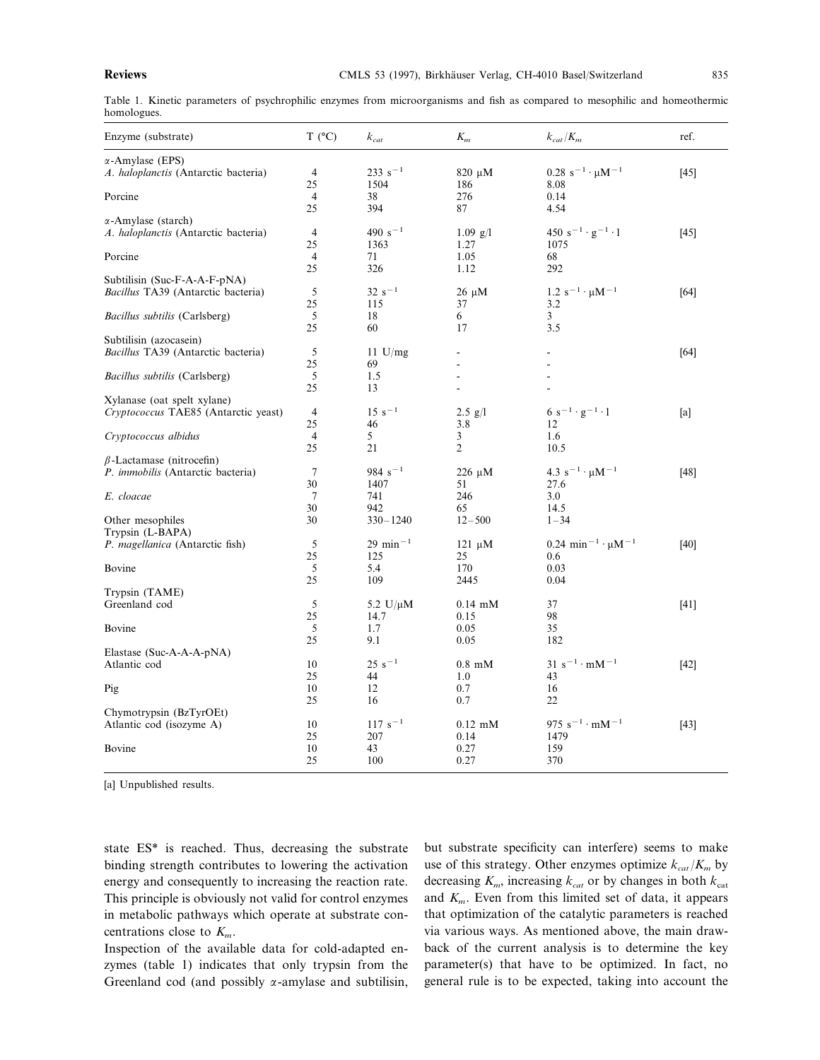Table 1. Kinetic parameters of psychrophilic enzymes from microorganisms and fish as compared to mesophilic and homeothermic homologues.

| Enzyme (substrate) | T (°C) | $k_{cat}$ | $K_m$ | $k_{cat}/K_m$ | ref. |
|---|---|---|---|---|---|
| α-Amylase (EPS) | | | | | |
| *A. haloplanctis* (Antarctic bacteria) | 4 | 233 $s^{-1}$ | 820 μM | 0.28 $s^{-1} \cdot \mu M^{-1}$ | [45] |
| | 25 | 1504 | 186 | 8.08 | |
| Porcine | 4 | 38 | 276 | 0.14 | |
| | 25 | 394 | 87 | 4.54 | |
| α-Amylase (starch) | | | | | |
| *A. haloplanctis* (Antarctic bacteria) | 4 | 490 $s^{-1}$ | 1.09 g/l | 450 $s^{-1} \cdot g^{-1} \cdot l$ | [45] |
| | 25 | 1363 | 1.27 | 1075 | |
| Porcine | 4 | 71 | 1.05 | 68 | |
| | 25 | 326 | 1.12 | 292 | |
| Subtilisin (Suc-F-A-A-F-pNA) | | | | | |
| *Bacillus* TA39 (Antarctic bacteria) | 5 | 32 $s^{-1}$ | 26 μM | 1.2 $s^{-1} \cdot \mu M^{-1}$ | [64] |
| | 25 | 115 | 37 | 3.2 | |
| *Bacillus subtilis* (Carlsberg) | 5 | 18 | 6 | 3 | |
| | 25 | 60 | 17 | 3.5 | |
| Subtilisin (azocasein) | | | | | |
| *Bacillus* TA39 (Antarctic bacteria) | 5 | 11 U/mg | - | - | [64] |
| | 25 | 69 | - | - | |
| *Bacillus subtilis* (Carlsberg) | 5 | 1.5 | - | - | |
| | 25 | 13 | - | - | |
| Xylanase (oat spelt xylane) | | | | | |
| *Cryptococcus* TAE85 (Antarctic yeast) | 4 | 15 $s^{-1}$ | 2.5 g/l | 6 $s^{-1} \cdot g^{-1} \cdot l$ | [a] |
| | 25 | 46 | 3.8 | 12 | |
| *Cryptococcus albidus* | 4 | 5 | 3 | 1.6 | |
| | 25 | 21 | 2 | 10.5 | |
| β-Lactamase (nitrocefin) | | | | | |
| *P. immobilis* (Antarctic bacteria) | 7 | 984 $s^{-1}$ | 226 μM | 4.3 $s^{-1} \cdot \mu M^{-1}$ | [48] |
| | 30 | 1407 | 51 | 27.6 | |
| *E. cloacae* | 7 | 741 | 246 | 3.0 | |
| | 30 | 942 | 65 | 14.5 | |
| Other mesophiles | 30 | 330–1240 | 12–500 | 1–34 | |
| Trypsin (L-BAPA) | | | | | |
| *P. magellanica* (Antarctic fish) | 5 | 29 $min^{-1}$ | 121 μM | 0.24 $min^{-1} \cdot \mu M^{-1}$ | [40] |
| | 25 | 125 | 25 | 0.6 | |
| Bovine | 5 | 5.4 | 170 | 0.03 | |
| | 25 | 109 | 2445 | 0.04 | |
| Trypsin (TAME) | | | | | |
| Greenland cod | 5 | 5.2 U/μM | 0.14 mM | 37 | [41] |
| | 25 | 14.7 | 0.15 | 98 | |
| Bovine | 5 | 1.7 | 0.05 | 35 | |
| | 25 | 9.1 | 0.05 | 182 | |
| Elastase (Suc-A-A-A-pNA) | | | | | |
| Atlantic cod | 10 | 25 $s^{-1}$ | 0.8 mM | 31 $s^{-1} \cdot mM^{-1}$ | [42] |
| | 25 | 44 | 1.0 | 43 | |
| Pig | 10 | 12 | 0.7 | 16 | |
| | 25 | 16 | 0.7 | 22 | |
| Chymotrypsin (BzTyrOEt) | | | | | |
| Atlantic cod (isozyme A) | 10 | 117 $s^{-1}$ | 0.12 mM | 975 $s^{-1} \cdot mM^{-1}$ | [43] |
| | 25 | 207 | 0.14 | 1479 | |
| Bovine | 10 | 43 | 0.27 | 159 | |
| | 25 | 100 | 0.27 | 370 | |

[a] Unpublished results.

state ES* is reached. Thus, decreasing the substrate binding strength contributes to lowering the activation energy and consequently to increasing the reaction rate. This principle is obviously not valid for control enzymes in metabolic pathways which operate at substrate concentrations close to $K_m$.

Inspection of the available data for cold-adapted enzymes (table 1) indicates that only trypsin from the Greenland cod (and possibly α-amylase and subtilisin, but substrate specificity can interfere) seems to make use of this strategy. Other enzymes optimize $k_{cat}/K_m$ by decreasing $K_m$, increasing $k_{cat}$ or by changes in both $k_{cat}$ and $K_m$. Even from this limited set of data, it appears that optimization of the catalytic parameters is reached via various ways. As mentioned above, the main drawback of the current analysis is to determine the key parameter(s) that have to be optimized. In fact, no general rule is to be expected, taking into account the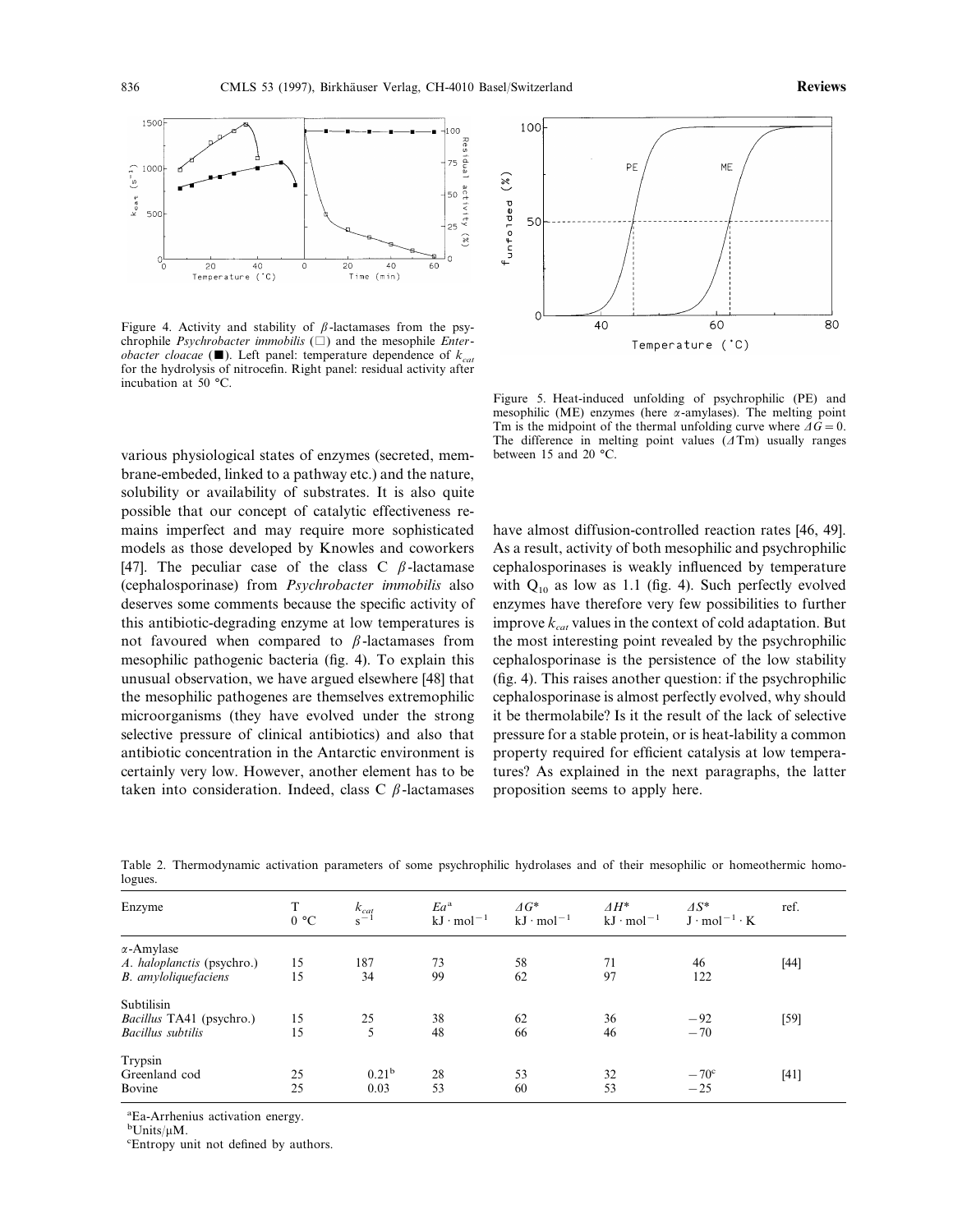Figure 4. Activity and stability of $\beta$-lactamases from the psychrophile *Psychrobacter immobilis* (□) and the mesophile *Enterobacter cloacae* (■). Left panel: temperature dependence of $k_{cat}$ for the hydrolysis of nitrocefin. Right panel: residual activity after incubation at 50 °C.

Figure 5. Heat-induced unfolding of psychrophilic (PE) and mesophilic (ME) enzymes (here $\alpha$-amylases). The melting point Tm is the midpoint of the thermal unfolding curve where $\Delta G = 0$. The difference in melting point values ($\Delta$Tm) usually ranges between 15 and 20 °C.

various physiological states of enzymes (secreted, membrane-embeded, linked to a pathway etc.) and the nature, solubility or availability of substrates. It is also quite possible that our concept of catalytic effectiveness remains imperfect and may require more sophisticated models as those developed by Knowles and coworkers [47]. The peculiar case of the class C $\beta$-lactamase (cephalosporinase) from *Psychrobacter immobilis* also deserves some comments because the specific activity of this antibiotic-degrading enzyme at low temperatures is not favoured when compared to $\beta$-lactamases from mesophilic pathogenic bacteria (fig. 4). To explain this unusual observation, we have argued elsewhere [48] that the mesophilic pathogenes are themselves extremophilic microorganisms (they have evolved under the strong selective pressure of clinical antibiotics) and also that antibiotic concentration in the Antarctic environment is certainly very low. However, another element has to be taken into consideration. Indeed, class C $\beta$-lactamases have almost diffusion-controlled reaction rates [46, 49]. As a result, activity of both mesophilic and psychrophilic cephalosporinases is weakly influenced by temperature with $Q_{10}$ as low as 1.1 (fig. 4). Such perfectly evolved enzymes have therefore very few possibilities to further improve $k_{cat}$ values in the context of cold adaptation. But the most interesting point revealed by the psychrophilic cephalosporinase is the persistence of the low stability (fig. 4). This raises another question: if the psychrophilic cephalosporinase is almost perfectly evolved, why should it be thermolabile? Is it the result of the lack of selective pressure for a stable protein, or is heat-lability a common property required for efficient catalysis at low temperatures? As explained in the next paragraphs, the latter proposition seems to apply here.

Table 2. Thermodynamic activation parameters of some psychrophilic hydrolases and of their mesophilic or homeothermic homologues.

| Enzyme | T<br>0 °C | $k_{cat}$<br>$s^{-1}$ | $Ea$[a]<br>$kJ \cdot mol^{-1}$ | $\Delta G^*$<br>$kJ \cdot mol^{-1}$ | $\Delta H^*$<br>$kJ \cdot mol^{-1}$ | $\Delta S^*$<br>$J \cdot mol^{-1} \cdot K$ | ref. |
|---|---|---|---|---|---|---|---|
| $\alpha$-Amylase | | | | | | | |
| *A. haloplanctis* (psychro.) | 15 | 187 | 73 | 58 | 71 | 46 | [44] |
| *B. amyloliquefaciens* | 15 | 34 | 99 | 62 | 97 | 122 | |
| Subtilisin | | | | | | | |
| *Bacillus* TA41 (psychro.) | 15 | 25 | 38 | 62 | 36 | −92 | [59] |
| *Bacillus subtilis* | 15 | 5 | 48 | 66 | 46 | −70 | |
| Trypsin | | | | | | | |
| Greenland cod | 25 | 0.21[b] | 28 | 53 | 32 | −70[c] | [41] |
| Bovine | 25 | 0.03 | 53 | 60 | 53 | −25 | |

[a]Ea-Arrhenius activation energy.
[b]Units/μM.
[c]Entropy unit not defined by authors.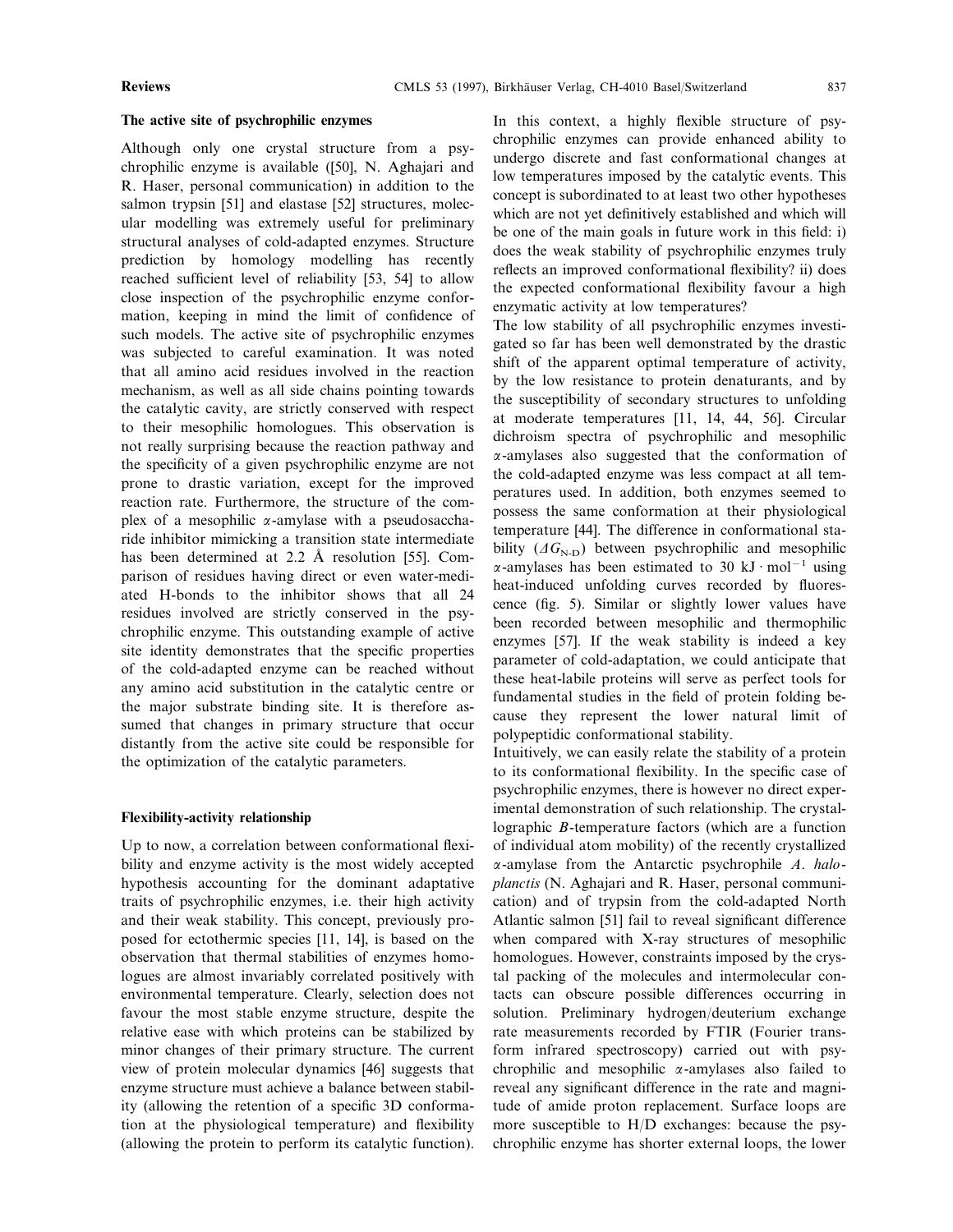### The active site of psychrophilic enzymes

Although only one crystal structure from a psychrophilic enzyme is available ([50], N. Aghajari and R. Haser, personal communication) in addition to the salmon trypsin [51] and elastase [52] structures, molecular modelling was extremely useful for preliminary structural analyses of cold-adapted enzymes. Structure prediction by homology modelling has recently reached sufficient level of reliability [53, 54] to allow close inspection of the psychrophilic enzyme conformation, keeping in mind the limit of confidence of such models. The active site of psychrophilic enzymes was subjected to careful examination. It was noted that all amino acid residues involved in the reaction mechanism, as well as all side chains pointing towards the catalytic cavity, are strictly conserved with respect to their mesophilic homologues. This observation is not really surprising because the reaction pathway and the specificity of a given psychrophilic enzyme are not prone to drastic variation, except for the improved reaction rate. Furthermore, the structure of the complex of a mesophilic $\alpha$-amylase with a pseudosaccharide inhibitor mimicking a transition state intermediate has been determined at 2.2 Å resolution [55]. Comparison of residues having direct or even water-mediated H-bonds to the inhibitor shows that all 24 residues involved are strictly conserved in the psychrophilic enzyme. This outstanding example of active site identity demonstrates that the specific properties of the cold-adapted enzyme can be reached without any amino acid substitution in the catalytic centre or the major substrate binding site. It is therefore assumed that changes in primary structure that occur distantly from the active site could be responsible for the optimization of the catalytic parameters.

### Flexibility-activity relationship

Up to now, a correlation between conformational flexibility and enzyme activity is the most widely accepted hypothesis accounting for the dominant adaptative traits of psychrophilic enzymes, i.e. their high activity and their weak stability. This concept, previously proposed for ectothermic species [11, 14], is based on the observation that thermal stabilities of enzymes homologues are almost invariably correlated positively with environmental temperature. Clearly, selection does not favour the most stable enzyme structure, despite the relative ease with which proteins can be stabilized by minor changes of their primary structure. The current view of protein molecular dynamics [46] suggests that enzyme structure must achieve a balance between stability (allowing the retention of a specific 3D conformation at the physiological temperature) and flexibility (allowing the protein to perform its catalytic function). In this context, a highly flexible structure of psychrophilic enzymes can provide enhanced ability to undergo discrete and fast conformational changes at low temperatures imposed by the catalytic events. This concept is subordinated to at least two other hypotheses which are not yet definitively established and which will be one of the main goals in future work in this field: i) does the weak stability of psychrophilic enzymes truly reflects an improved conformational flexibility? ii) does the expected conformational flexibility favour a high enzymatic activity at low temperatures?

The low stability of all psychrophilic enzymes investigated so far has been well demonstrated by the drastic shift of the apparent optimal temperature of activity, by the low resistance to protein denaturants, and by the susceptibility of secondary structures to unfolding at moderate temperatures [11, 14, 44, 56]. Circular dichroism spectra of psychrophilic and mesophilic $\alpha$-amylases also suggested that the conformation of the cold-adapted enzyme was less compact at all temperatures used. In addition, both enzymes seemed to possess the same conformation at their physiological temperature [44]. The difference in conformational stability ($\Delta G_{N\text{-}D}$) between psychrophilic and mesophilic $\alpha$-amylases has been estimated to 30 $kJ \cdot mol^{-1}$ using heat-induced unfolding curves recorded by fluorescence (fig. 5). Similar or slightly lower values have been recorded between mesophilic and thermophilic enzymes [57]. If the weak stability is indeed a key parameter of cold-adaptation, we could anticipate that these heat-labile proteins will serve as perfect tools for fundamental studies in the field of protein folding because they represent the lower natural limit of polypeptidic conformational stability.

Intuitively, we can easily relate the stability of a protein to its conformational flexibility. In the specific case of psychrophilic enzymes, there is however no direct experimental demonstration of such relationship. The crystallographic *B*-temperature factors (which are a function of individual atom mobility) of the recently crystallized $\alpha$-amylase from the Antarctic psychrophile *A. haloplanctis* (N. Aghajari and R. Haser, personal communication) and of trypsin from the cold-adapted North Atlantic salmon [51] fail to reveal significant difference when compared with X-ray structures of mesophilic homologues. However, constraints imposed by the crystal packing of the molecules and intermolecular contacts can obscure possible differences occurring in solution. Preliminary hydrogen/deuterium exchange rate measurements recorded by FTIR (Fourier transform infrared spectroscopy) carried out with psychrophilic and mesophilic $\alpha$-amylases also failed to reveal any significant difference in the rate and magnitude of amide proton replacement. Surface loops are more susceptible to H/D exchanges: because the psychrophilic enzyme has shorter external loops, the lower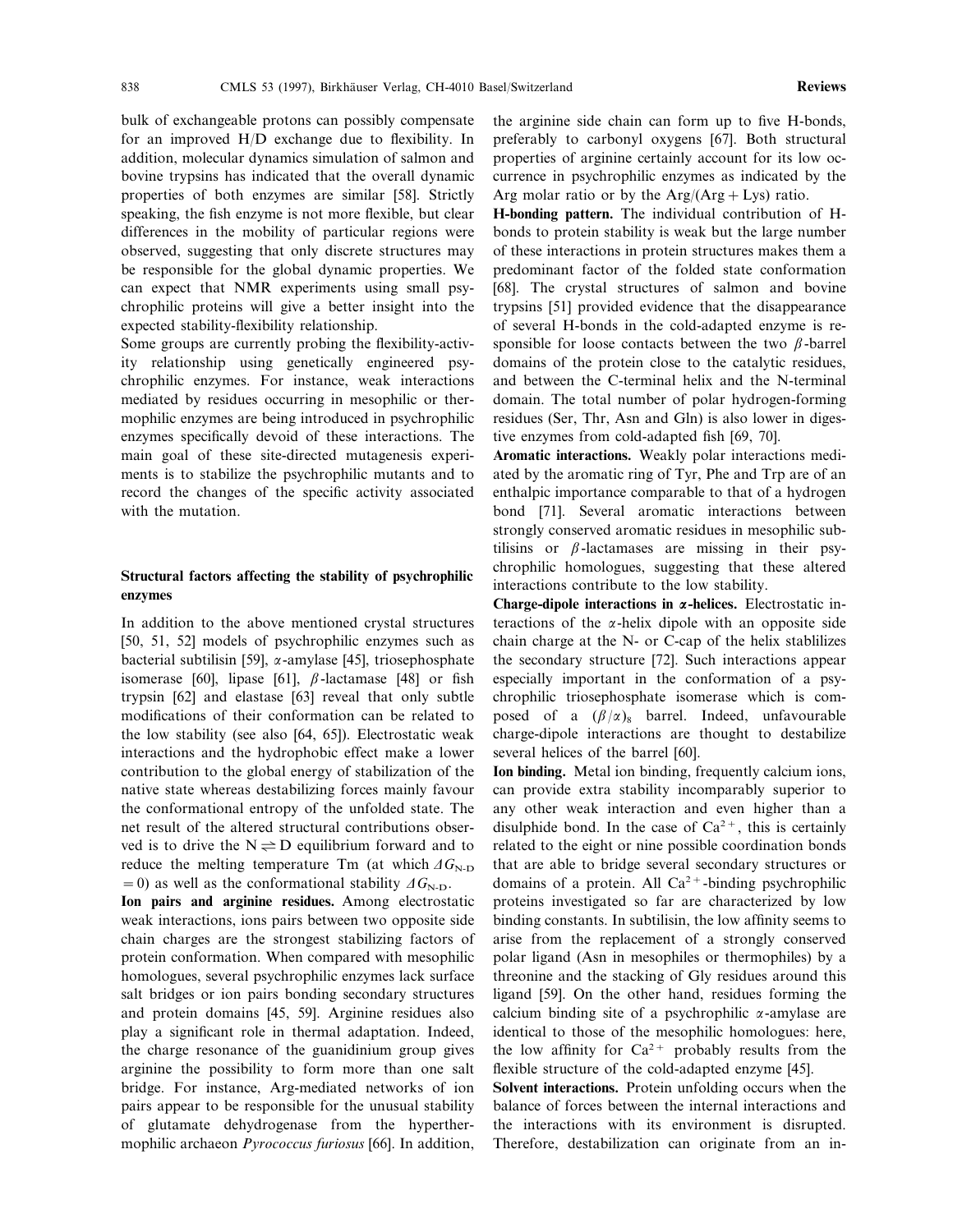bulk of exchangeable protons can possibly compensate for an improved H/D exchange due to flexibility. In addition, molecular dynamics simulation of salmon and bovine trypsins has indicated that the overall dynamic properties of both enzymes are similar [58]. Strictly speaking, the fish enzyme is not more flexible, but clear differences in the mobility of particular regions were observed, suggesting that only discrete structures may be responsible for the global dynamic properties. We can expect that NMR experiments using small psychrophilic proteins will give a better insight into the expected stability-flexibility relationship.

Some groups are currently probing the flexibility-activity relationship using genetically engineered psychrophilic enzymes. For instance, weak interactions mediated by residues occurring in mesophilic or thermophilic enzymes are being introduced in psychrophilic enzymes specifically devoid of these interactions. The main goal of these site-directed mutagenesis experiments is to stabilize the psychrophilic mutants and to record the changes of the specific activity associated with the mutation.

## Structural factors affecting the stability of psychrophilic enzymes

In addition to the above mentioned crystal structures [50, 51, 52] models of psychrophilic enzymes such as bacterial subtilisin [59], α-amylase [45], triosephosphate isomerase [60], lipase [61], β-lactamase [48] or fish trypsin [62] and elastase [63] reveal that only subtle modifications of their conformation can be related to the low stability (see also [64, 65]). Electrostatic weak interactions and the hydrophobic effect make a lower contribution to the global energy of stabilization of the native state whereas destabilizing forces mainly favour the conformational entropy of the unfolded state. The net result of the altered structural contributions observed is to drive the $N \rightleftharpoons D$ equilibrium forward and to reduce the melting temperature Tm (at which $\Delta G_{N\text{-}D} = 0$) as well as the conformational stability $\Delta G_{N\text{-}D}$.

**Ion pairs and arginine residues.** Among electrostatic weak interactions, ions pairs between two opposite side chain charges are the strongest stabilizing factors of protein conformation. When compared with mesophilic homologues, several psychrophilic enzymes lack surface salt bridges or ion pairs bonding secondary structures and protein domains [45, 59]. Arginine residues also play a significant role in thermal adaptation. Indeed, the charge resonance of the guanidinium group gives arginine the possibility to form more than one salt bridge. For instance, Arg-mediated networks of ion pairs appear to be responsible for the unusual stability of glutamate dehydrogenase from the hyperthermophilic archaeon *Pyrococcus furiosus* [66]. In addition, the arginine side chain can form up to five H-bonds, preferably to carbonyl oxygens [67]. Both structural properties of arginine certainly account for its low occurrence in psychrophilic enzymes as indicated by the Arg molar ratio or by the Arg/(Arg + Lys) ratio.

**H-bonding pattern.** The individual contribution of H-bonds to protein stability is weak but the large number of these interactions in protein structures makes them a predominant factor of the folded state conformation [68]. The crystal structures of salmon and bovine trypsins [51] provided evidence that the disappearance of several H-bonds in the cold-adapted enzyme is responsible for loose contacts between the two β-barrel domains of the protein close to the catalytic residues, and between the C-terminal helix and the N-terminal domain. The total number of polar hydrogen-forming residues (Ser, Thr, Asn and Gln) is also lower in digestive enzymes from cold-adapted fish [69, 70].

**Aromatic interactions.** Weakly polar interactions mediated by the aromatic ring of Tyr, Phe and Trp are of an enthalpic importance comparable to that of a hydrogen bond [71]. Several aromatic interactions between strongly conserved aromatic residues in mesophilic subtilisins or β-lactamases are missing in their psychrophilic homologues, suggesting that these altered interactions contribute to the low stability.

**Charge-dipole interactions in α-helices.** Electrostatic interactions of the α-helix dipole with an opposite side chain charge at the N- or C-cap of the helix stablilizes the secondary structure [72]. Such interactions appear especially important in the conformation of a psychrophilic triosephosphate isomerase which is composed of a $(\beta/\alpha)_8$ barrel. Indeed, unfavourable charge-dipole interactions are thought to destabilize several helices of the barrel [60].

**Ion binding.** Metal ion binding, frequently calcium ions, can provide extra stability incomparably superior to any other weak interaction and even higher than a disulphide bond. In the case of $Ca^{2+}$, this is certainly related to the eight or nine possible coordination bonds that are able to bridge several secondary structures or domains of a protein. All $Ca^{2+}$-binding psychrophilic proteins investigated so far are characterized by low binding constants. In subtilisin, the low affinity seems to arise from the replacement of a strongly conserved polar ligand (Asn in mesophiles or thermophiles) by a threonine and the stacking of Gly residues around this ligand [59]. On the other hand, residues forming the calcium binding site of a psychrophilic α-amylase are identical to those of the mesophilic homologues: here, the low affinity for $Ca^{2+}$ probably results from the flexible structure of the cold-adapted enzyme [45].

**Solvent interactions.** Protein unfolding occurs when the balance of forces between the internal interactions and the interactions with its environment is disrupted. Therefore, destabilization can originate from an in-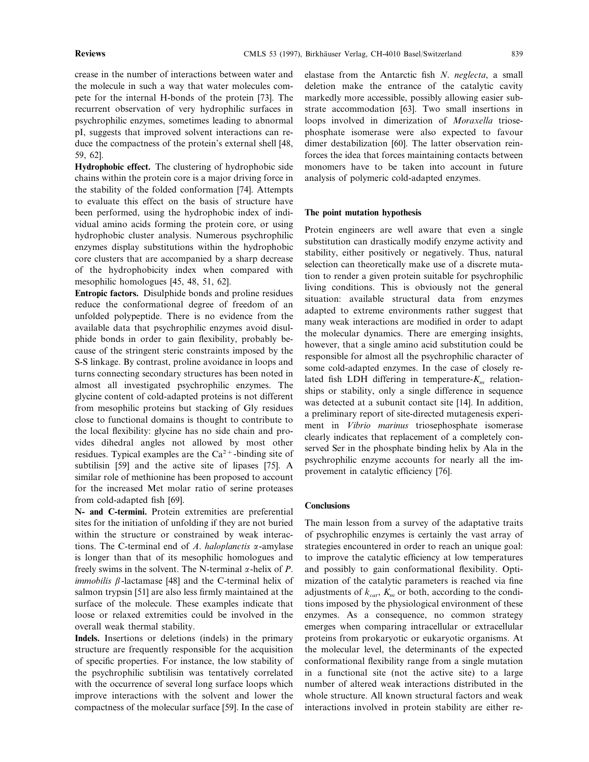crease in the number of interactions between water and the molecule in such a way that water molecules compete for the internal H-bonds of the protein [73]. The recurrent observation of very hydrophilic surfaces in psychrophilic enzymes, sometimes leading to abnormal pI, suggests that improved solvent interactions can reduce the compactness of the protein's external shell [48, 59, 62].

**Hydrophobic effect.** The clustering of hydrophobic side chains within the protein core is a major driving force in the stability of the folded conformation [74]. Attempts to evaluate this effect on the basis of structure have been performed, using the hydrophobic index of individual amino acids forming the protein core, or using hydrophobic cluster analysis. Numerous psychrophilic enzymes display substitutions within the hydrophobic core clusters that are accompanied by a sharp decrease of the hydrophobicity index when compared with mesophilic homologues [45, 48, 51, 62].

**Entropic factors.** Disulphide bonds and proline residues reduce the conformational degree of freedom of an unfolded polypeptide. There is no evidence from the available data that psychrophilic enzymes avoid disulphide bonds in order to gain flexibility, probably because of the stringent steric constraints imposed by the S-S linkage. By contrast, proline avoidance in loops and turns connecting secondary structures has been noted in almost all investigated psychrophilic enzymes. The glycine content of cold-adapted proteins is not different from mesophilic proteins but stacking of Gly residues close to functional domains is thought to contribute to the local flexibility: glycine has no side chain and provides dihedral angles not allowed by most other residues. Typical examples are the $Ca^{2+}$-binding site of subtilisin [59] and the active site of lipases [75]. A similar role of methionine has been proposed to account for the increased Met molar ratio of serine proteases from cold-adapted fish [69].

**N- and C-termini.** Protein extremities are preferential sites for the initiation of unfolding if they are not buried within the structure or constrained by weak interactions. The C-terminal end of *A. haloplanctis* $\alpha$-amylase is longer than that of its mesophilic homologues and freely swims in the solvent. The N-terminal $\alpha$-helix of *P. immobilis* $\beta$-lactamase [48] and the C-terminal helix of salmon trypsin [51] are also less firmly maintained at the surface of the molecule. These examples indicate that loose or relaxed extremities could be involved in the overall weak thermal stability.

**Indels.** Insertions or deletions (indels) in the primary structure are frequently responsible for the acquisition of specific properties. For instance, the low stability of the psychrophilic subtilisin was tentatively correlated with the occurrence of several long surface loops which improve interactions with the solvent and lower the compactness of the molecular surface [59]. In the case of elastase from the Antarctic fish *N. neglecta*, a small deletion make the entrance of the catalytic cavity markedly more accessible, possibly allowing easier substrate accommodation [63]. Two small insertions in loops involved in dimerization of *Moraxella* triosephosphate isomerase were also expected to favour dimer destabilization [60]. The latter observation reinforces the idea that forces maintaining contacts between monomers have to be taken into account in future analysis of polymeric cold-adapted enzymes.

## The point mutation hypothesis

Protein engineers are well aware that even a single substitution can drastically modify enzyme activity and stability, either positively or negatively. Thus, natural selection can theoretically make use of a discrete mutation to render a given protein suitable for psychrophilic living conditions. This is obviously not the general situation: available structural data from enzymes adapted to extreme environments rather suggest that many weak interactions are modified in order to adapt the molecular dynamics. There are emerging insights, however, that a single amino acid substitution could be responsible for almost all the psychrophilic character of some cold-adapted enzymes. In the case of closely related fish LDH differing in temperature-$K_m$ relationships or stability, only a single difference in sequence was detected at a subunit contact site [14]. In addition, a preliminary report of site-directed mutagenesis experiment in *Vibrio marinus* triosephosphate isomerase clearly indicates that replacement of a completely conserved Ser in the phosphate binding helix by Ala in the psychrophilic enzyme accounts for nearly all the improvement in catalytic efficiency [76].

## Conclusions

The main lesson from a survey of the adaptative traits of psychrophilic enzymes is certainly the vast array of strategies encountered in order to reach an unique goal: to improve the catalytic efficiency at low temperatures and possibly to gain conformational flexibility. Optimization of the catalytic parameters is reached via fine adjustments of $k_{cat}$, $K_m$ or both, according to the conditions imposed by the physiological environment of these enzymes. As a consequence, no common strategy emerges when comparing intracellular or extracellular proteins from prokaryotic or eukaryotic organisms. At the molecular level, the determinants of the expected conformational flexibility range from a single mutation in a functional site (not the active site) to a large number of altered weak interactions distributed in the whole structure. All known structural factors and weak interactions involved in protein stability are either re-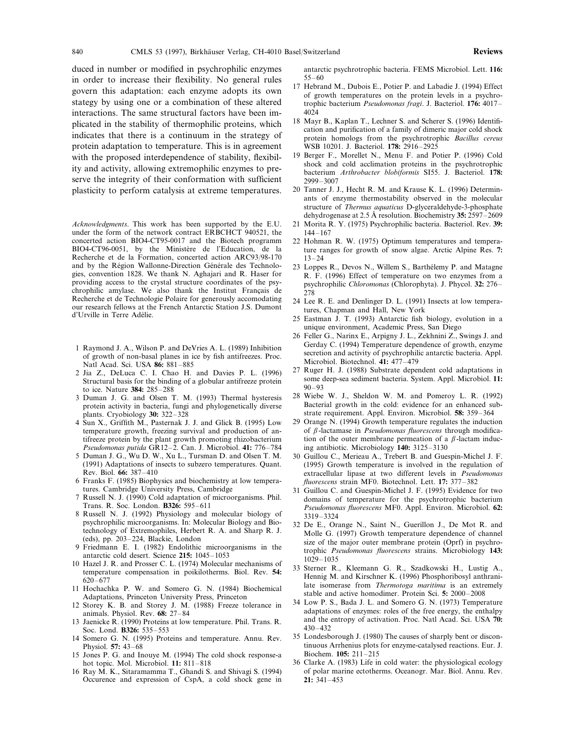duced in number or modified in psychrophilic enzymes in order to increase their flexibility. No general rules govern this adaptation: each enzyme adopts its own stategy by using one or a combination of these altered interactions. The same structural factors have been implicated in the stability of thermophilic proteins, which indicates that there is a continuum in the strategy of protein adaptation to temperature. This is in agreement with the proposed interdependence of stability, flexibility and activity, allowing extremophilic enzymes to preserve the integrity of their conformation with sufficient plasticity to perform catalysis at extreme temperatures.

*Acknowledgments*. This work has been supported by the E.U. under the form of the network contract ERBCHCT 940521, the concerted action BIO4-CT95-0017 and the Biotech programm BIO4-CT96-0051, by the Ministère de l'Education, de la Recherche et de la Formation, concerted action ARC93/98-170 and by the Région Wallonne-Direction Générale des Technologies, convention 1828. We thank N. Aghajari and R. Haser for providing access to the crystal structure coordinates of the psychrophilic amylase. We also thank the Institut Français de Recherche et de Technologie Polaire for generously accomodating our research fellows at the French Antarctic Station J.S. Dumont d'Urville in Terre Adélie.

1 Raymond J. A., Wilson P. and DeVries A. L. (1989) Inhibition of growth of non-basal planes in ice by fish antifreezes. Proc. Natl Acad. Sci. USA **86:** 881–885

2 Jia Z., DeLuca C. I. Chao H. and Davies P. L. (1996) Structural basis for the binding of a globular antifreeze protein to ice. Nature **384:** 285–288

3 Duman J. G. and Olsen T. M. (1993) Thermal hysteresis protein activity in bacteria, fungi and phylogenetically diverse plants. Cryobiology **30:** 322–328

4 Sun X., Griffith M., Pasternak J. J. and Glick B. (1995) Low temperature growth, freezing survival and production of antifreeze protein by the plant growth promoting rhizobacterium *Pseudomonas putida* GR12–2. Can. J. Microbiol. **41:** 776–784

5 Duman J. G., Wu D. W., Xu L., Tursman D. and Olsen T. M. (1991) Adaptations of insects to subzero temperatures. Quant. Rev. Biol. **66:** 387–410

6 Franks F. (1985) Biophysics and biochemistry at low temperatures. Cambridge University Press, Cambridge

7 Russell N. J. (1990) Cold adaptation of microorganisms. Phil. Trans. R. Soc. London. **B326:** 595–611

8 Russell N. J. (1992) Physiology and molecular biology of psychrophilic microorganisms. In: Molecular Biology and Biotechnology of Extremophiles, Herbert R. A. and Sharp R. J. (eds), pp. 203–224, Blackie, London

9 Friedmann E. I. (1982) Endolithic microorganisms in the antarctic cold desert. Science **215:** 1045–1053

10 Hazel J. R. and Prosser C. L. (1974) Molecular mechanisms of temperature compensation in poikilotherms. Biol. Rev. **54:** 620–677

11 Hochachka P. W. and Somero G. N. (1984) Biochemical Adaptations, Princeton University Press, Princeton

12 Storey K. B. and Storey J. M. (1988) Freeze tolerance in animals. Physiol. Rev. **68:** 27–84

13 Jaenicke R. (1990) Proteins at low temperature. Phil. Trans. R. Soc. Lond. **B326:** 535–553

14 Somero G. N. (1995) Proteins and temperature. Annu. Rev. Physiol. **57:** 43–68

15 Jones P. G. and Inouye M. (1994) The cold shock response-a hot topic. Mol. Microbiol. **11:** 811–818

16 Ray M. K., Sitaramamma T., Ghandi S. and Shivagi S. (1994) Occurence and expression of CspA, a cold shock gene in antarctic psychrotrophic bacteria. FEMS Microbiol. Lett. **116:** 55–60

17 Hebrand M., Dubois E., Potier P. and Labadie J. (1994) Effect of growth temperatures on the protein levels in a psychrotrophic bacterium *Pseudomonas fragi*. J. Bacteriol. **176:** 4017–4024

18 Mayr B., Kaplan T., Lechner S. and Scherer S. (1996) Identification and purification of a family of dimeric major cold shock protein homologs from the psychrotrophic *Bacillus cereus* WSB 10201. J. Bacteriol. **178:** 2916–2925

19 Berger F., Morellet N., Menu F. and Potier P. (1996) Cold shock and cold acclimation proteins in the psychrotrophic bacterium *Arthrobacter blobiformis* SI55. J. Bacteriol. **178:** 2999–3007

20 Tanner J. J., Hecht R. M. and Krause K. L. (1996) Determinants of enzyme thermostability observed in the molecular structure of *Thermus aquaticus* D-glyceraldehyde-3-phosphate dehydrogenase at 2.5 Å resolution. Biochemistry **35:** 2597–2609

21 Morita R. Y. (1975) Psychrophilic bacteria. Bacteriol. Rev. **39:** 144–167

22 Hohman R. W. (1975) Optimum temperatures and temperature ranges for growth of snow algae. Arctic Alpine Res. **7:** 13–24

23 Loppes R., Devos N., Willem S., Barthélemy P. and Matagne R. F. (1996) Effect of temperature on two enzymes from a psychrophilic *Chloromonas* (Chlorophyta). J. Phycol. **32:** 276–278

24 Lee R. E. and Denlinger D. L. (1991) Insects at low temperatures, Chapman and Hall, New York

25 Eastman J. T. (1993) Antarctic fish biology, evolution in a unique environment, Academic Press, San Diego

26 Feller G., Narinx E., Arpigny J. L., Zekhnini Z., Swings J. and Gerday C. (1994) Temperature dependence of growth, enzyme secretion and activity of psychrophilic antarctic bacteria. Appl. Microbiol. Biotechnol. **41:** 477–479

27 Ruger H. J. (1988) Substrate dependent cold adaptations in some deep-sea sediment bacteria. System. Appl. Microbiol. **11:** 90–93

28 Wiebe W. J., Sheldon W. M. and Pomeroy L. R. (1992) Bacterial growth in the cold: evidence for an enhanced substrate requirement. Appl. Environ. Microbiol. **58:** 359–364

29 Orange N. (1994) Growth temperature regulates the induction of $\beta$-lactamase in *Pseudomonas fluorescens* through modification of the outer membrane permeation of a $\beta$-lactam inducing antibiotic. Microbiology **140:** 3125–3130

30 Guillou C., Merieau A., Trebert B. and Guespin-Michel J. F. (1995) Growth temperature is involved in the regulation of extracellular lipase at two different levels in *Pseudomonas fluorescens* strain MF0. Biotechnol. Lett. **17:** 377–382

31 Guillou C. and Guespin-Michel J. F. (1995) Evidence for two domains of temperature for the psychrotrophic bacterium *Pseudomonas fluorescens* MF0. Appl. Environ. Microbiol. **62:** 3319–3324

32 De E., Orange N., Saint N., Guerillon J., De Mot R. and Molle G. (1997) Growth temperature dependence of channel size of the major outer membrane protein (Oprf) in psychrotrophic *Pseudomonas fluorescens* strains. Microbiology **143:** 1029–1035

33 Sterner R., Kleemann G. R., Szadkowski H., Lustig A., Hennig M. and Kirschner K. (1996) Phosphoribosyl anthranilate isomerase from *Thermotoga maritima* is an extremely stable and active homodimer. Protein Sci. **5:** 2000–2008

34 Low P. S., Bada J. L. and Somero G. N. (1973) Temperature adaptations of enzymes: roles of the free energy, the enthalpy and the entropy of activation. Proc. Natl Acad. Sci. USA **70:** 430–432

35 Londesborough J. (1980) The causes of sharply bent or discontinuous Arrhenius plots for enzyme-catalysed reactions. Eur. J. Biochem. **105:** 211–215

36 Clarke A. (1983) Life in cold water: the physiological ecology of polar marine ectotherms. Oceanogr. Mar. Biol. Annu. Rev. **21:** 341–453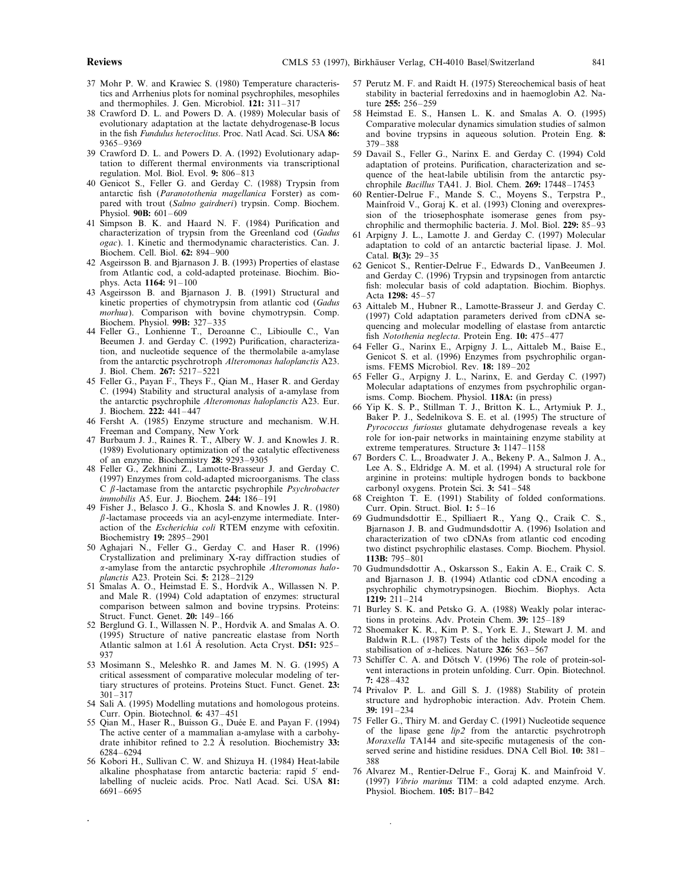37 Mohr P. W. and Krawiec S. (1980) Temperature characteristics and Arrhenius plots for nominal psychrophiles, mesophiles and thermophiles. J. Gen. Microbiol. **121:** 311–317

38 Crawford D. L. and Powers D. A. (1989) Molecular basis of evolutionary adaptation at the lactate dehydrogenase-B locus in the fish *Fundulus heteroclitus*. Proc. Natl Acad. Sci. USA **86:** 9365–9369

39 Crawford D. L. and Powers D. A. (1992) Evolutionary adaptation to different thermal environments via transcriptional regulation. Mol. Biol. Evol. **9:** 806–813

40 Genicot S., Feller G. and Gerday C. (1988) Trypsin from antarctic fish (*Paranotothenia magellanica* Forster) as compared with trout (*Salmo gairdneri*) trypsin. Comp. Biochem. Physiol. **90B:** 601–609

41 Simpson B. K. and Haard N. F. (1984) Purification and characterization of trypsin from the Greenland cod (*Gadus ogac*). 1. Kinetic and thermodynamic characteristics. Can. J. Biochem. Cell. Biol. **62:** 894–900

42 Asgeirsson B. and Bjarnason J. B. (1993) Properties of elastase from Atlantic cod, a cold-adapted proteinase. Biochim. Biophys. Acta **1164:** 91–100

43 Asgeirsson B. and Bjarnason J. B. (1991) Structural and kinetic properties of chymotrypsin from atlantic cod (*Gadus morhua*). Comparison with bovine chymotrypsin. Comp. Biochem. Physiol. **99B:** 327–335

44 Feller G., Lonhienne T., Deroanne C., Libioulle C., Van Beeumen J. and Gerday C. (1992) Purification, characterization, and nucleotide sequence of the thermolabile a-amylase from the antarctic psychrotroph *Alteromonas haloplanctis* A23. J. Biol. Chem. **267:** 5217–5221

45 Feller G., Payan F., Theys F., Qian M., Haser R. and Gerday C. (1994) Stability and structural analysis of a-amylase from the antarctic psychrophile *Alteromonas haloplanctis* A23. Eur. J. Biochem. **222:** 441–447

46 Fersht A. (1985) Enzyme structure and mechanism. W.H. Freeman and Company, New York

47 Burbaum J. J., Raines R. T., Albery W. J. and Knowles J. R. (1989) Evolutionary optimization of the catalytic effectiveness of an enzyme. Biochemistry **28:** 9293–9305

48 Feller G., Zekhnini Z., Lamotte-Brasseur J. and Gerday C. (1997) Enzymes from cold-adapted microorganisms. The class C $\beta$-lactamase from the antarctic psychrophile *Psychrobacter immobilis* A5. Eur. J. Biochem. **244:** 186–191

49 Fisher J., Belasco J. G., Khosla S. and Knowles J. R. (1980) $\beta$-lactamase proceeds via an acyl-enzyme intermediate. Interaction of the *Escherichia coli* RTEM enzyme with cefoxitin. Biochemistry **19:** 2895–2901

50 Aghajari N., Feller G., Gerday C. and Haser R. (1996) Crystallization and preliminary X-ray diffraction studies of $\alpha$-amylase from the antarctic psychrophile *Alteromonas haloplanctis* A23. Protein Sci. **5:** 2128–2129

51 Smalas A. O., Heimstad E. S., Hordvik A., Willassen N. P. and Male R. (1994) Cold adaptation of enzymes: structural comparison between salmon and bovine trypsins. Proteins: Struct. Funct. Genet. **20:** 149–166

52 Berglund G. I., Willassen N. P., Hordvik A. and Smalas A. O. (1995) Structure of native pancreatic elastase from North Atlantic salmon at 1.61 Å resolution. Acta Cryst. **D51:** 925–937

53 Mosimann S., Meleshko R. and James M. N. G. (1995) A critical assessment of comparative molecular modeling of tertiary structures of proteins. Proteins Stuct. Funct. Genet. **23:** 301–317

54 Sali A. (1995) Modelling mutations and homologous proteins. Curr. Opin. Biotechnol. **6:** 437–451

55 Qian M., Haser R., Buisson G., Duée E. and Payan F. (1994) The active center of a mammalian a-amylase with a carbohydrate inhibitor refined to 2.2 Å resolution. Biochemistry **33:** 6284–6294

56 Kobori H., Sullivan C. W. and Shizuya H. (1984) Heat-labile alkaline phosphatase from antarctic bacteria: rapid 5′ end-labelling of nucleic acids. Proc. Natl Acad. Sci. USA **81:** 6691–6695

57 Perutz M. F. and Raidt H. (1975) Stereochemical basis of heat stability in bacterial ferredoxins and in haemoglobin A2. Nature **255:** 256–259

58 Heimstad E. S., Hansen L. K. and Smalas A. O. (1995) Comparative molecular dynamics simulation studies of salmon and bovine trypsins in aqueous solution. Protein Eng. **8:** 379–388

59 Davail S., Feller G., Narinx E. and Gerday C. (1994) Cold adaptation of proteins. Purification, characterization and sequence of the heat-labile ubtilisin from the antarctic psychrophile *Bacillus* TA41. J. Biol. Chem. **269:** 17448–17453

60 Rentier-Delrue F., Mande S. C., Moyens S., Terpstra P., Mainfroid V., Goraj K. et al. (1993) Cloning and overexpression of the triosephosphate isomerase genes from psychrophilic and thermophilic bacteria. J. Mol. Biol. **229:** 85–93

61 Arpigny J. L., Lamotte J. and Gerday C. (1997) Molecular adaptation to cold of an antarctic bacterial lipase. J. Mol. Catal. **B(3):** 29–35

62 Genicot S., Rentier-Delrue F., Edwards D., VanBeeumen J. and Gerday C. (1996) Trypsin and trypsinogen from antarctic fish: molecular basis of cold adaptation. Biochim. Biophys. Acta **1298:** 45–57

63 Aittaleb M., Hubner R., Lamotte-Brasseur J. and Gerday C. (1997) Cold adaptation parameters derived from cDNA sequencing and molecular modelling of elastase from antarctic fish *Notothenia neglecta*. Protein Eng. **10:** 475–477

64 Feller G., Narinx E., Arpigny J. L., Aittaleb M., Baise E., Genicot S. et al. (1996) Enzymes from psychrophilic organisms. FEMS Microbiol. Rev. **18:** 189–202

65 Feller G., Arpigny J. L., Narinx, E. and Gerday C. (1997) Molecular adaptations of enzymes from psychrophilic organisms. Comp. Biochem. Physiol. **118A:** (in press)

66 Yip K. S. P., Stillman T. J., Britton K. L., Artymiuk P. J., Baker P. J., Sedelnikova S. E. et al. (1995) The structure of *Pyrococcus furiosus* glutamate dehydrogenase reveals a key role for ion-pair networks in maintaining enzyme stability at extreme temperatures. Structure **3:** 1147–1158

67 Borders C. L., Broadwater J. A., Bekeny P. A., Salmon J. A., Lee A. S., Eldridge A. M. et al. (1994) A structural role for arginine in proteins: multiple hydrogen bonds to backbone carbonyl oxygens. Protein Sci. **3:** 541–548

68 Creighton T. E. (1991) Stability of folded conformations. Curr. Opin. Struct. Biol. **1:** 5–16

69 Gudmundsdottir E., Spilliaert R., Yang Q., Craik C. S., Bjarnason J. B. and Gudmundsdottir A. (1996) Isolation and characterization of two cDNAs from atlantic cod encoding two distinct psychrophilic elastases. Comp. Biochem. Physiol. **113B:** 795–801

70 Gudmundsdottir A., Oskarsson S., Eakin A. E., Craik C. S. and Bjarnason J. B. (1994) Atlantic cod cDNA encoding a psychrophilic chymotrypsinogen. Biochim. Biophys. Acta **1219:** 211–214

71 Burley S. K. and Petsko G. A. (1988) Weakly polar interactions in proteins. Adv. Protein Chem. **39:** 125–189

72 Shoemaker K. R., Kim P. S., York E. J., Stewart J. M. and Baldwin R.L. (1987) Tests of the helix dipole model for the stabilisation of $\alpha$-helices. Nature **326:** 563–567

73 Schiffer C. A. and Dötsch V. (1996) The role of protein-solvent interactions in protein unfolding. Curr. Opin. Biotechnol. **7:** 428–432

74 Privalov P. L. and Gill S. J. (1988) Stability of protein structure and hydrophobic interaction. Adv. Protein Chem. **39:** 191–234

75 Feller G., Thiry M. and Gerday C. (1991) Nucleotide sequence of the lipase gene *lip2* from the antarctic psychrotroph *Moraxella* TA144 and site-specific mutagenesis of the conserved serine and histidine residues. DNA Cell Biol. **10:** 381–388

76 Alvarez M., Rentier-Delrue F., Goraj K. and Mainfroid V. (1997) *Vibrio marinus* TIM: a cold adapted enzyme. Arch. Physiol. Biochem. **105:** B17–B42